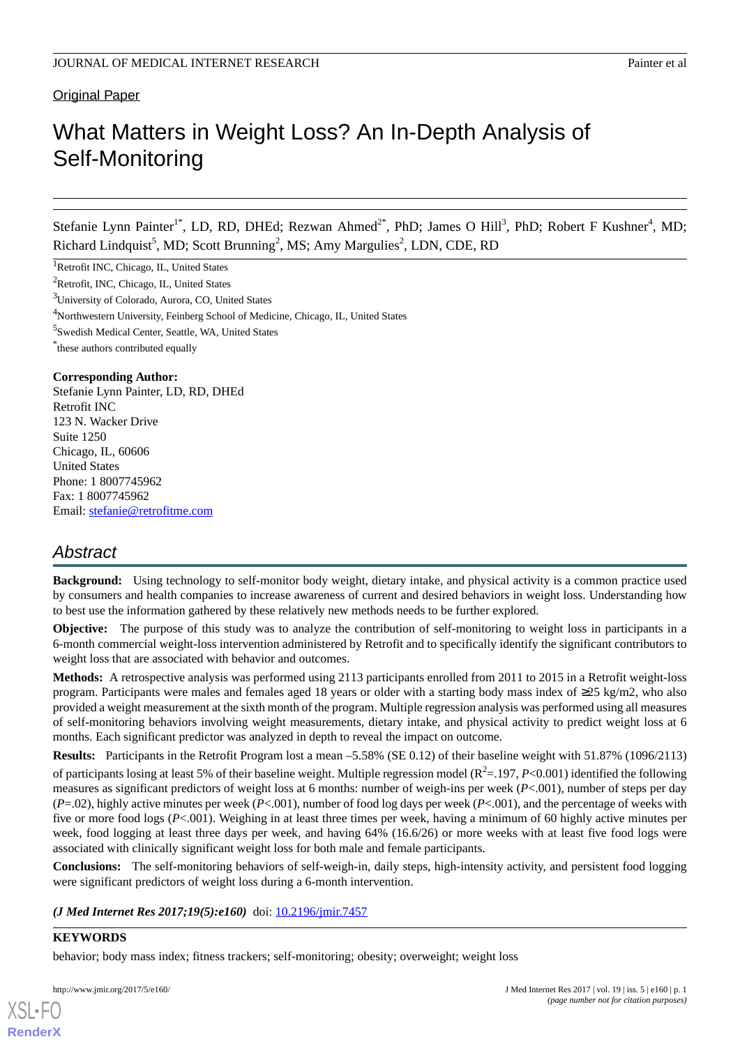Original Paper

# What Matters in Weight Loss? An In-Depth Analysis of Self-Monitoring

Stefanie Lynn Painter[1*], LD, RD, DHEd; Rezwan Ahmed[2*], PhD; James O Hill[3], PhD; Robert F Kushner[4], MD; Richard Lindquist[5], MD; Scott Brunning[2], MS; Amy Margulies[2], LDN, CDE, RD

[1]Retrofit INC, Chicago, IL, United States

[2]Retrofit, INC, Chicago, IL, United States

[3]University of Colorado, Aurora, CO, United States

[4]Northwestern University, Feinberg School of Medicine, Chicago, IL, United States

[5]Swedish Medical Center, Seattle, WA, United States

[*]these authors contributed equally

**Corresponding Author:**
Stefanie Lynn Painter, LD, RD, DHEd
Retrofit INC
123 N. Wacker Drive
Suite 1250
Chicago, IL, 60606
United States
Phone: 1 8007745962
Fax: 1 8007745962
Email: stefanie@retrofitme.com

## Abstract

**Background:** Using technology to self-monitor body weight, dietary intake, and physical activity is a common practice used by consumers and health companies to increase awareness of current and desired behaviors in weight loss. Understanding how to best use the information gathered by these relatively new methods needs to be further explored.

**Objective:** The purpose of this study was to analyze the contribution of self-monitoring to weight loss in participants in a 6-month commercial weight-loss intervention administered by Retrofit and to specifically identify the significant contributors to weight loss that are associated with behavior and outcomes.

**Methods:** A retrospective analysis was performed using 2113 participants enrolled from 2011 to 2015 in a Retrofit weight-loss program. Participants were males and females aged 18 years or older with a starting body mass index of ≥25 kg/m2, who also provided a weight measurement at the sixth month of the program. Multiple regression analysis was performed using all measures of self-monitoring behaviors involving weight measurements, dietary intake, and physical activity to predict weight loss at 6 months. Each significant predictor was analyzed in depth to reveal the impact on outcome.

**Results:** Participants in the Retrofit Program lost a mean –5.58% (SE 0.12) of their baseline weight with 51.87% (1096/2113) of participants losing at least 5% of their baseline weight. Multiple regression model ($R^2$=.197, $P$<0.001) identified the following measures as significant predictors of weight loss at 6 months: number of weigh-ins per week ($P$<.001), number of steps per day ($P$=.02), highly active minutes per week ($P$<.001), number of food log days per week ($P$<.001), and the percentage of weeks with five or more food logs ($P$<.001). Weighing in at least three times per week, having a minimum of 60 highly active minutes per week, food logging at least three days per week, and having 64% (16.6/26) or more weeks with at least five food logs were associated with clinically significant weight loss for both male and female participants.

**Conclusions:** The self-monitoring behaviors of self-weigh-in, daily steps, high-intensity activity, and persistent food logging were significant predictors of weight loss during a 6-month intervention.

***(J Med Internet Res 2017;19(5):e160)*** doi: 10.2196/jmir.7457

**KEYWORDS**

behavior; body mass index; fitness trackers; self-monitoring; obesity; overweight; weight loss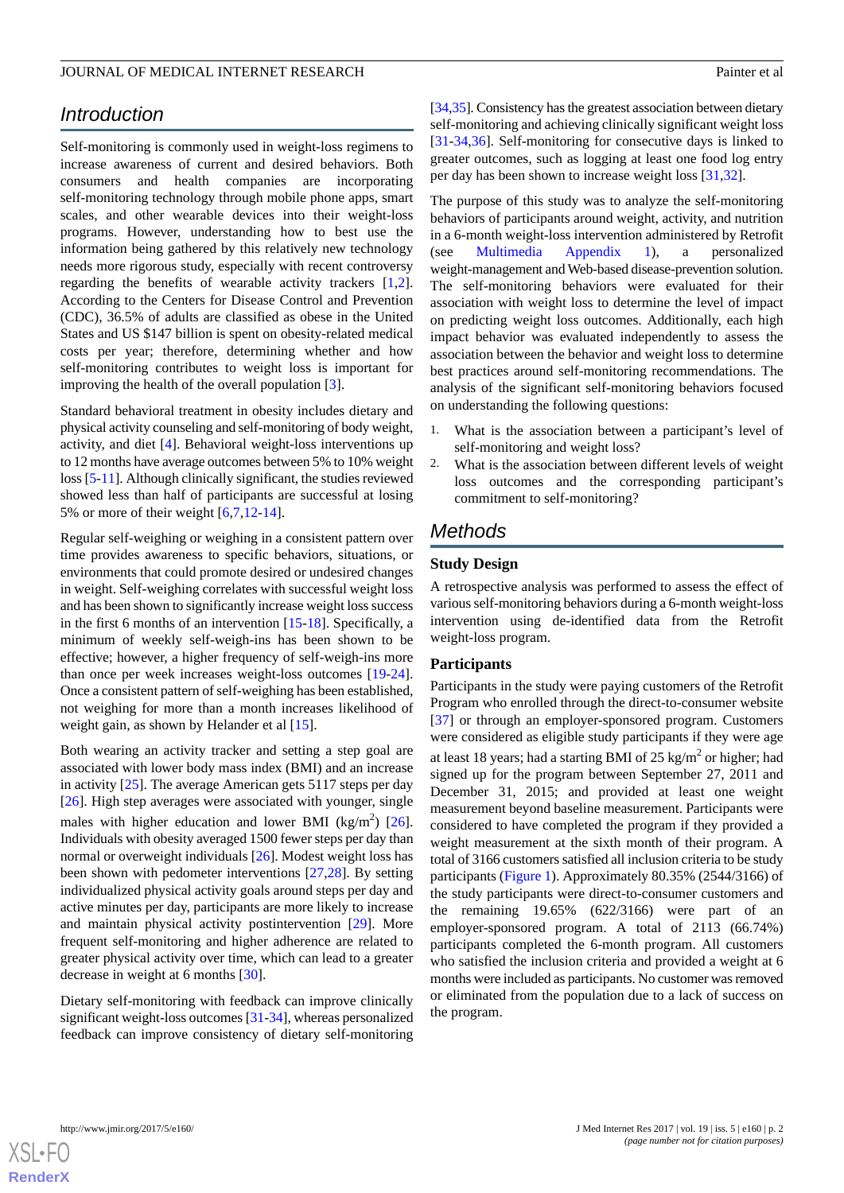## Introduction

Self-monitoring is commonly used in weight-loss regimens to increase awareness of current and desired behaviors. Both consumers and health companies are incorporating self-monitoring technology through mobile phone apps, smart scales, and other wearable devices into their weight-loss programs. However, understanding how to best use the information being gathered by this relatively new technology needs more rigorous study, especially with recent controversy regarding the benefits of wearable activity trackers [1,2]. According to the Centers for Disease Control and Prevention (CDC), 36.5% of adults are classified as obese in the United States and US $147 billion is spent on obesity-related medical costs per year; therefore, determining whether and how self-monitoring contributes to weight loss is important for improving the health of the overall population [3].

Standard behavioral treatment in obesity includes dietary and physical activity counseling and self-monitoring of body weight, activity, and diet [4]. Behavioral weight-loss interventions up to 12 months have average outcomes between 5% to 10% weight loss [5-11]. Although clinically significant, the studies reviewed showed less than half of participants are successful at losing 5% or more of their weight [6,7,12-14].

Regular self-weighing or weighing in a consistent pattern over time provides awareness to specific behaviors, situations, or environments that could promote desired or undesired changes in weight. Self-weighing correlates with successful weight loss and has been shown to significantly increase weight loss success in the first 6 months of an intervention [15-18]. Specifically, a minimum of weekly self-weigh-ins has been shown to be effective; however, a higher frequency of self-weigh-ins more than once per week increases weight-loss outcomes [19-24]. Once a consistent pattern of self-weighing has been established, not weighing for more than a month increases likelihood of weight gain, as shown by Helander et al [15].

Both wearing an activity tracker and setting a step goal are associated with lower body mass index (BMI) and an increase in activity [25]. The average American gets 5117 steps per day [26]. High step averages were associated with younger, single males with higher education and lower BMI ($kg/m^2$) [26]. Individuals with obesity averaged 1500 fewer steps per day than normal or overweight individuals [26]. Modest weight loss has been shown with pedometer interventions [27,28]. By setting individualized physical activity goals around steps per day and active minutes per day, participants are more likely to increase and maintain physical activity postintervention [29]. More frequent self-monitoring and higher adherence are related to greater physical activity over time, which can lead to a greater decrease in weight at 6 months [30].

Dietary self-monitoring with feedback can improve clinically significant weight-loss outcomes [31-34], whereas personalized feedback can improve consistency of dietary self-monitoring [34,35]. Consistency has the greatest association between dietary self-monitoring and achieving clinically significant weight loss [31-34,36]. Self-monitoring for consecutive days is linked to greater outcomes, such as logging at least one food log entry per day has been shown to increase weight loss [31,32].

The purpose of this study was to analyze the self-monitoring behaviors of participants around weight, activity, and nutrition in a 6-month weight-loss intervention administered by Retrofit (see Multimedia Appendix 1), a personalized weight-management and Web-based disease-prevention solution. The self-monitoring behaviors were evaluated for their association with weight loss to determine the level of impact on predicting weight loss outcomes. Additionally, each high impact behavior was evaluated independently to assess the association between the behavior and weight loss to determine best practices around self-monitoring recommendations. The analysis of the significant self-monitoring behaviors focused on understanding the following questions:

1. What is the association between a participant's level of self-monitoring and weight loss?
2. What is the association between different levels of weight loss outcomes and the corresponding participant's commitment to self-monitoring?

## Methods

### Study Design

A retrospective analysis was performed to assess the effect of various self-monitoring behaviors during a 6-month weight-loss intervention using de-identified data from the Retrofit weight-loss program.

### Participants

Participants in the study were paying customers of the Retrofit Program who enrolled through the direct-to-consumer website [37] or through an employer-sponsored program. Customers were considered as eligible study participants if they were age at least 18 years; had a starting BMI of 25 $kg/m^2$ or higher; had signed up for the program between September 27, 2011 and December 31, 2015; and provided at least one weight measurement beyond baseline measurement. Participants were considered to have completed the program if they provided a weight measurement at the sixth month of their program. A total of 3166 customers satisfied all inclusion criteria to be study participants (Figure 1). Approximately 80.35% (2544/3166) of the study participants were direct-to-consumer customers and the remaining 19.65% (622/3166) were part of an employer-sponsored program. A total of 2113 (66.74%) participants completed the 6-month program. All customers who satisfied the inclusion criteria and provided a weight at 6 months were included as participants. No customer was removed or eliminated from the population due to a lack of success on the program.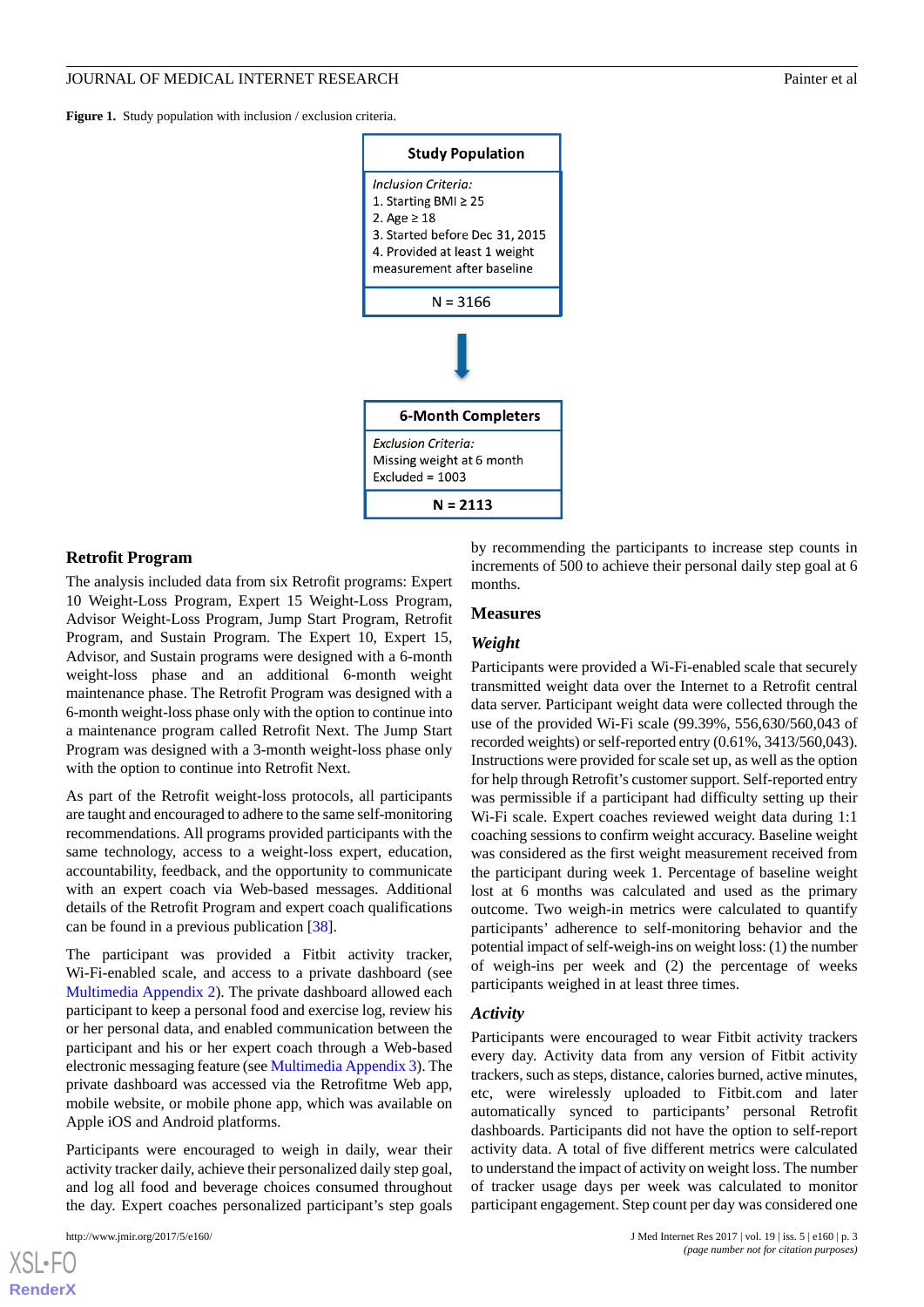**Figure 1.** Study population with inclusion / exclusion criteria.

**Study Population**

*Inclusion Criteria:*
1. Starting BMI ≥ 25
2. Age ≥ 18
3. Started before Dec 31, 2015
4. Provided at least 1 weight measurement after baseline

N = 3166

**6-Month Completers**

*Exclusion Criteria:*
Missing weight at 6 month
Excluded = 1003

**N = 2113**

## Retrofit Program

The analysis included data from six Retrofit programs: Expert 10 Weight-Loss Program, Expert 15 Weight-Loss Program, Advisor Weight-Loss Program, Jump Start Program, Retrofit Program, and Sustain Program. The Expert 10, Expert 15, Advisor, and Sustain programs were designed with a 6-month weight-loss phase and an additional 6-month weight maintenance phase. The Retrofit Program was designed with a 6-month weight-loss phase only with the option to continue into a maintenance program called Retrofit Next. The Jump Start Program was designed with a 3-month weight-loss phase only with the option to continue into Retrofit Next.

As part of the Retrofit weight-loss protocols, all participants are taught and encouraged to adhere to the same self-monitoring recommendations. All programs provided participants with the same technology, access to a weight-loss expert, education, accountability, feedback, and the opportunity to communicate with an expert coach via Web-based messages. Additional details of the Retrofit Program and expert coach qualifications can be found in a previous publication [38].

The participant was provided a Fitbit activity tracker, Wi-Fi-enabled scale, and access to a private dashboard (see Multimedia Appendix 2). The private dashboard allowed each participant to keep a personal food and exercise log, review his or her personal data, and enabled communication between the participant and his or her expert coach through a Web-based electronic messaging feature (see Multimedia Appendix 3). The private dashboard was accessed via the Retrofitme Web app, mobile website, or mobile phone app, which was available on Apple iOS and Android platforms.

Participants were encouraged to weigh in daily, wear their activity tracker daily, achieve their personalized daily step goal, and log all food and beverage choices consumed throughout the day. Expert coaches personalized participant's step goals by recommending the participants to increase step counts in increments of 500 to achieve their personal daily step goal at 6 months.

## Measures

### Weight

Participants were provided a Wi-Fi-enabled scale that securely transmitted weight data over the Internet to a Retrofit central data server. Participant weight data were collected through the use of the provided Wi-Fi scale (99.39%, 556,630/560,043 of recorded weights) or self-reported entry (0.61%, 3413/560,043). Instructions were provided for scale set up, as well as the option for help through Retrofit's customer support. Self-reported entry was permissible if a participant had difficulty setting up their Wi-Fi scale. Expert coaches reviewed weight data during 1:1 coaching sessions to confirm weight accuracy. Baseline weight was considered as the first weight measurement received from the participant during week 1. Percentage of baseline weight lost at 6 months was calculated and used as the primary outcome. Two weigh-in metrics were calculated to quantify participants' adherence to self-monitoring behavior and the potential impact of self-weigh-ins on weight loss: (1) the number of weigh-ins per week and (2) the percentage of weeks participants weighed in at least three times.

### Activity

Participants were encouraged to wear Fitbit activity trackers every day. Activity data from any version of Fitbit activity trackers, such as steps, distance, calories burned, active minutes, etc, were wirelessly uploaded to Fitbit.com and later automatically synced to participants' personal Retrofit dashboards. Participants did not have the option to self-report activity data. A total of five different metrics were calculated to understand the impact of activity on weight loss. The number of tracker usage days per week was calculated to monitor participant engagement. Step count per day was considered one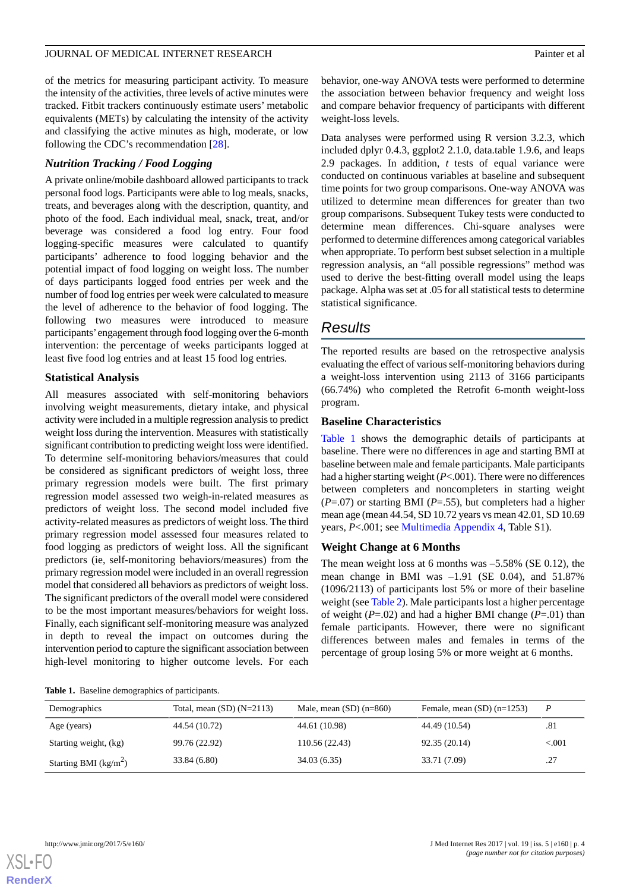of the metrics for measuring participant activity. To measure the intensity of the activities, three levels of active minutes were tracked. Fitbit trackers continuously estimate users' metabolic equivalents (METs) by calculating the intensity of the activity and classifying the active minutes as high, moderate, or low following the CDC's recommendation [28].

### *Nutrition Tracking / Food Logging*

A private online/mobile dashboard allowed participants to track personal food logs. Participants were able to log meals, snacks, treats, and beverages along with the description, quantity, and photo of the food. Each individual meal, snack, treat, and/or beverage was considered a food log entry. Four food logging-specific measures were calculated to quantify participants' adherence to food logging behavior and the potential impact of food logging on weight loss. The number of days participants logged food entries per week and the number of food log entries per week were calculated to measure the level of adherence to the behavior of food logging. The following two measures were introduced to measure participants' engagement through food logging over the 6-month intervention: the percentage of weeks participants logged at least five food log entries and at least 15 food log entries.

### Statistical Analysis

All measures associated with self-monitoring behaviors involving weight measurements, dietary intake, and physical activity were included in a multiple regression analysis to predict weight loss during the intervention. Measures with statistically significant contribution to predicting weight loss were identified. To determine self-monitoring behaviors/measures that could be considered as significant predictors of weight loss, three primary regression models were built. The first primary regression model assessed two weigh-in-related measures as predictors of weight loss. The second model included five activity-related measures as predictors of weight loss. The third primary regression model assessed four measures related to food logging as predictors of weight loss. All the significant predictors (ie, self-monitoring behaviors/measures) from the primary regression model were included in an overall regression model that considered all behaviors as predictors of weight loss. The significant predictors of the overall model were considered to be the most important measures/behaviors for weight loss. Finally, each significant self-monitoring measure was analyzed in depth to reveal the impact on outcomes during the intervention period to capture the significant association between high-level monitoring to higher outcome levels. For each behavior, one-way ANOVA tests were performed to determine the association between behavior frequency and weight loss and compare behavior frequency of participants with different weight-loss levels.

Data analyses were performed using R version 3.2.3, which included dplyr 0.4.3, ggplot2 2.1.0, data.table 1.9.6, and leaps 2.9 packages. In addition, *t* tests of equal variance were conducted on continuous variables at baseline and subsequent time points for two group comparisons. One-way ANOVA was utilized to determine mean differences for greater than two group comparisons. Subsequent Tukey tests were conducted to determine mean differences. Chi-square analyses were performed to determine differences among categorical variables when appropriate. To perform best subset selection in a multiple regression analysis, an "all possible regressions" method was used to derive the best-fitting overall model using the leaps package. Alpha was set at .05 for all statistical tests to determine statistical significance.

## Results

The reported results are based on the retrospective analysis evaluating the effect of various self-monitoring behaviors during a weight-loss intervention using 2113 of 3166 participants (66.74%) who completed the Retrofit 6-month weight-loss program.

### Baseline Characteristics

Table 1 shows the demographic details of participants at baseline. There were no differences in age and starting BMI at baseline between male and female participants. Male participants had a higher starting weight ($P$<.001). There were no differences between completers and noncompleters in starting weight ($P$=.07) or starting BMI ($P$=.55), but completers had a higher mean age (mean 44.54, SD 10.72 years vs mean 42.01, SD 10.69 years, $P$<.001; see Multimedia Appendix 4, Table S1).

### Weight Change at 6 Months

The mean weight loss at 6 months was –5.58% (SE 0.12), the mean change in BMI was –1.91 (SE 0.04), and 51.87% (1096/2113) of participants lost 5% or more of their baseline weight (see Table 2). Male participants lost a higher percentage of weight ($P$=.02) and had a higher BMI change ($P$=.01) than female participants. However, there were no significant differences between males and females in terms of the percentage of group losing 5% or more weight at 6 months.

**Table 1.** Baseline demographics of participants.

| Demographics | Total, mean (SD) (N=2113) | Male, mean (SD) (n=860) | Female, mean (SD) (n=1253) | *P* |
|---|---|---|---|---|
| Age (years) | 44.54 (10.72) | 44.61 (10.98) | 44.49 (10.54) | .81 |
| Starting weight, (kg) | 99.76 (22.92) | 110.56 (22.43) | 92.35 (20.14) | <.001 |
| Starting BMI (kg/m$^2$) | 33.84 (6.80) | 34.03 (6.35) | 33.71 (7.09) | .27 |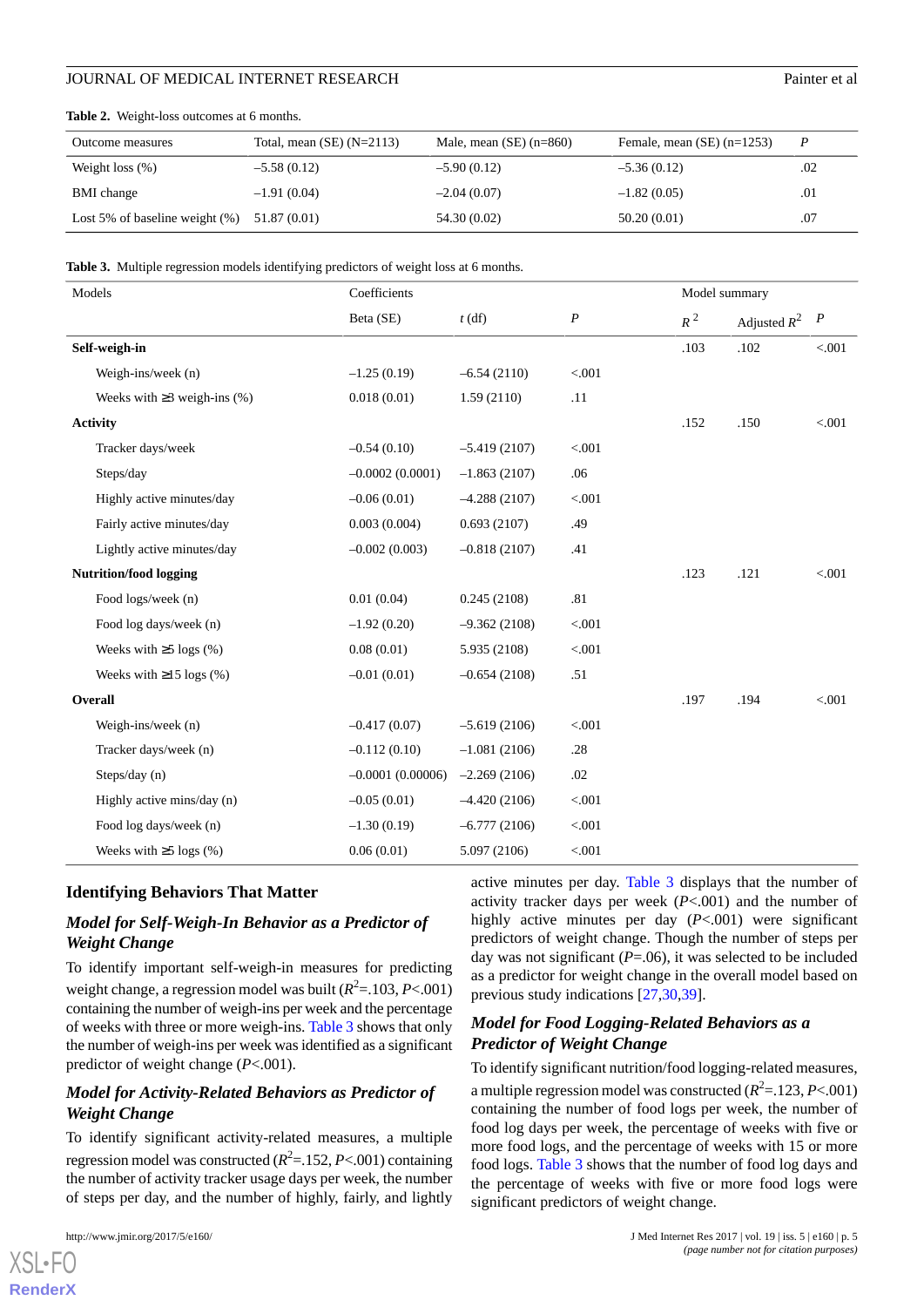**Table 2.** Weight-loss outcomes at 6 months.

| Outcome measures | Total, mean (SE) (N=2113) | Male, mean (SE) (n=860) | Female, mean (SE) (n=1253) | *P* |
|---|---|---|---|---|
| Weight loss (%) | –5.58 (0.12) | –5.90 (0.12) | –5.36 (0.12) | .02 |
| BMI change | –1.91 (0.04) | –2.04 (0.07) | –1.82 (0.05) | .01 |
| Lost 5% of baseline weight (%) | 51.87 (0.01) | 54.30 (0.02) | 50.20 (0.01) | .07 |

**Table 3.** Multiple regression models identifying predictors of weight loss at 6 months.

| Models | Coefficients | | | Model summary | | |
|---|---|---|---|---|---|---|
| | Beta (SE) | *t* (df) | *P* | $R^2$ | Adjusted $R^2$ | *P* |
| **Self-weigh-in** | | | | .103 | .102 | <.001 |
| Weigh-ins/week (n) | –1.25 (0.19) | –6.54 (2110) | <.001 | | | |
| Weeks with ≥3 weigh-ins (%) | 0.018 (0.01) | 1.59 (2110) | .11 | | | |
| **Activity** | | | | .152 | .150 | <.001 |
| Tracker days/week | –0.54 (0.10) | –5.419 (2107) | <.001 | | | |
| Steps/day | –0.0002 (0.0001) | –1.863 (2107) | .06 | | | |
| Highly active minutes/day | –0.06 (0.01) | –4.288 (2107) | <.001 | | | |
| Fairly active minutes/day | 0.003 (0.004) | 0.693 (2107) | .49 | | | |
| Lightly active minutes/day | –0.002 (0.003) | –0.818 (2107) | .41 | | | |
| **Nutrition/food logging** | | | | .123 | .121 | <.001 |
| Food logs/week (n) | 0.01 (0.04) | 0.245 (2108) | .81 | | | |
| Food log days/week (n) | –1.92 (0.20) | –9.362 (2108) | <.001 | | | |
| Weeks with ≥5 logs (%) | 0.08 (0.01) | 5.935 (2108) | <.001 | | | |
| Weeks with ≥15 logs (%) | –0.01 (0.01) | –0.654 (2108) | .51 | | | |
| **Overall** | | | | .197 | .194 | <.001 |
| Weigh-ins/week (n) | –0.417 (0.07) | –5.619 (2106) | <.001 | | | |
| Tracker days/week (n) | –0.112 (0.10) | –1.081 (2106) | .28 | | | |
| Steps/day (n) | –0.0001 (0.00006) | –2.269 (2106) | .02 | | | |
| Highly active mins/day (n) | –0.05 (0.01) | –4.420 (2106) | <.001 | | | |
| Food log days/week (n) | –1.30 (0.19) | –6.777 (2106) | <.001 | | | |
| Weeks with ≥5 logs (%) | 0.06 (0.01) | 5.097 (2106) | <.001 | | | |

## Identifying Behaviors That Matter

### *Model for Self-Weigh-In Behavior as a Predictor of Weight Change*

To identify important self-weigh-in measures for predicting weight change, a regression model was built ($R^2$=.103, *P*<.001) containing the number of weigh-ins per week and the percentage of weeks with three or more weigh-ins. Table 3 shows that only the number of weigh-ins per week was identified as a significant predictor of weight change (*P*<.001).

### *Model for Activity-Related Behaviors as Predictor of Weight Change*

To identify significant activity-related measures, a multiple regression model was constructed ($R^2$=.152, *P*<.001) containing the number of activity tracker usage days per week, the number of steps per day, and the number of highly, fairly, and lightly active minutes per day. Table 3 displays that the number of activity tracker days per week (*P*<.001) and the number of highly active minutes per day (*P*<.001) were significant predictors of weight change. Though the number of steps per day was not significant (*P*=.06), it was selected to be included as a predictor for weight change in the overall model based on previous study indications [27,30,39].

### *Model for Food Logging-Related Behaviors as a Predictor of Weight Change*

To identify significant nutrition/food logging-related measures, a multiple regression model was constructed ($R^2$=.123, *P*<.001) containing the number of food logs per week, the number of food log days per week, the percentage of weeks with five or more food logs, and the percentage of weeks with 15 or more food logs. Table 3 shows that the number of food log days and the percentage of weeks with five or more food logs were significant predictors of weight change.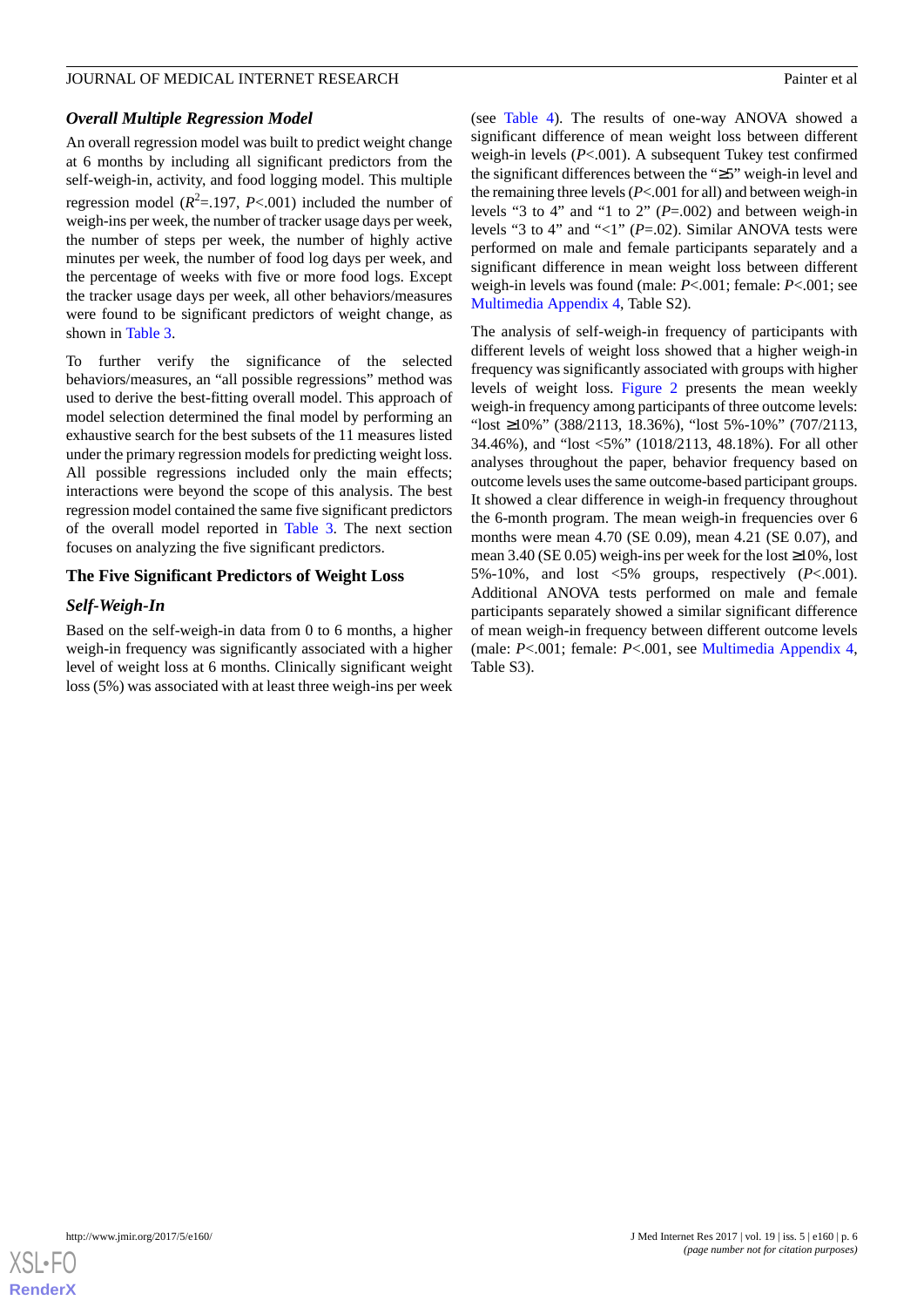### *Overall Multiple Regression Model*

An overall regression model was built to predict weight change at 6 months by including all significant predictors from the self-weigh-in, activity, and food logging model. This multiple regression model ($R^2$=.197, $P$<.001) included the number of weigh-ins per week, the number of tracker usage days per week, the number of steps per week, the number of highly active minutes per week, the number of food log days per week, and the percentage of weeks with five or more food logs. Except the tracker usage days per week, all other behaviors/measures were found to be significant predictors of weight change, as shown in Table 3.

To further verify the significance of the selected behaviors/measures, an "all possible regressions" method was used to derive the best-fitting overall model. This approach of model selection determined the final model by performing an exhaustive search for the best subsets of the 11 measures listed under the primary regression models for predicting weight loss. All possible regressions included only the main effects; interactions were beyond the scope of this analysis. The best regression model contained the same five significant predictors of the overall model reported in Table 3. The next section focuses on analyzing the five significant predictors.

## The Five Significant Predictors of Weight Loss

### *Self-Weigh-In*

Based on the self-weigh-in data from 0 to 6 months, a higher weigh-in frequency was significantly associated with a higher level of weight loss at 6 months. Clinically significant weight loss (5%) was associated with at least three weigh-ins per week (see Table 4). The results of one-way ANOVA showed a significant difference of mean weight loss between different weigh-in levels ($P$<.001). A subsequent Tukey test confirmed the significant differences between the "≥5" weigh-in level and the remaining three levels ($P$<.001 for all) and between weigh-in levels "3 to 4" and "1 to 2" ($P$=.002) and between weigh-in levels "3 to 4" and "<1" ($P$=.02). Similar ANOVA tests were performed on male and female participants separately and a significant difference in mean weight loss between different weigh-in levels was found (male: $P$<.001; female: $P$<.001; see Multimedia Appendix 4, Table S2).

The analysis of self-weigh-in frequency of participants with different levels of weight loss showed that a higher weigh-in frequency was significantly associated with groups with higher levels of weight loss. Figure 2 presents the mean weekly weigh-in frequency among participants of three outcome levels: "lost ≥10%" (388/2113, 18.36%), "lost 5%-10%" (707/2113, 34.46%), and "lost <5%" (1018/2113, 48.18%). For all other analyses throughout the paper, behavior frequency based on outcome levels uses the same outcome-based participant groups. It showed a clear difference in weigh-in frequency throughout the 6-month program. The mean weigh-in frequencies over 6 months were mean 4.70 (SE 0.09), mean 4.21 (SE 0.07), and mean 3.40 (SE 0.05) weigh-ins per week for the lost ≥10%, lost 5%-10%, and lost <5% groups, respectively ($P$<.001). Additional ANOVA tests performed on male and female participants separately showed a similar significant difference of mean weigh-in frequency between different outcome levels (male: $P$<.001; female: $P$<.001, see Multimedia Appendix 4, Table S3).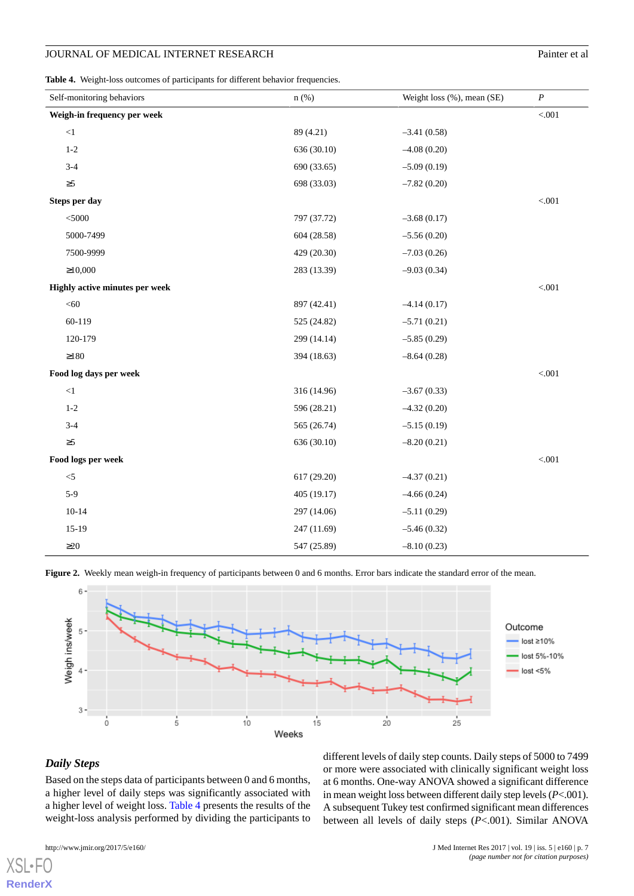**Table 4.** Weight-loss outcomes of participants for different behavior frequencies.

| Self-monitoring behaviors | n (%) | Weight loss (%), mean (SE) | *P* |
|---|---|---|---|
| **Weigh-in frequency per week** | | | <.001 |
| <1 | 89 (4.21) | −3.41 (0.58) | |
| 1-2 | 636 (30.10) | −4.08 (0.20) | |
| 3-4 | 690 (33.65) | −5.09 (0.19) | |
| ≥5 | 698 (33.03) | −7.82 (0.20) | |
| **Steps per day** | | | <.001 |
| <5000 | 797 (37.72) | −3.68 (0.17) | |
| 5000-7499 | 604 (28.58) | −5.56 (0.20) | |
| 7500-9999 | 429 (20.30) | −7.03 (0.26) | |
| ≥10,000 | 283 (13.39) | −9.03 (0.34) | |
| **Highly active minutes per week** | | | <.001 |
| <60 | 897 (42.41) | −4.14 (0.17) | |
| 60-119 | 525 (24.82) | −5.71 (0.21) | |
| 120-179 | 299 (14.14) | −5.85 (0.29) | |
| ≥180 | 394 (18.63) | −8.64 (0.28) | |
| **Food log days per week** | | | <.001 |
| <1 | 316 (14.96) | −3.67 (0.33) | |
| 1-2 | 596 (28.21) | −4.32 (0.20) | |
| 3-4 | 565 (26.74) | −5.15 (0.19) | |
| ≥5 | 636 (30.10) | −8.20 (0.21) | |
| **Food logs per week** | | | <.001 |
| <5 | 617 (29.20) | −4.37 (0.21) | |
| 5-9 | 405 (19.17) | −4.66 (0.24) | |
| 10-14 | 297 (14.06) | −5.11 (0.29) | |
| 15-19 | 247 (11.69) | −5.46 (0.32) | |
| ≥20 | 547 (25.89) | −8.10 (0.23) | |

**Figure 2.** Weekly mean weigh-in frequency of participants between 0 and 6 months. Error bars indicate the standard error of the mean.

### *Daily Steps*

Based on the steps data of participants between 0 and 6 months, a higher level of daily steps was significantly associated with a higher level of weight loss. Table 4 presents the results of the weight-loss analysis performed by dividing the participants to different levels of daily step counts. Daily steps of 5000 to 7499 or more were associated with clinically significant weight loss at 6 months. One-way ANOVA showed a significant difference in mean weight loss between different daily step levels (*P*<.001). A subsequent Tukey test confirmed significant mean differences between all levels of daily steps (*P*<.001). Similar ANOVA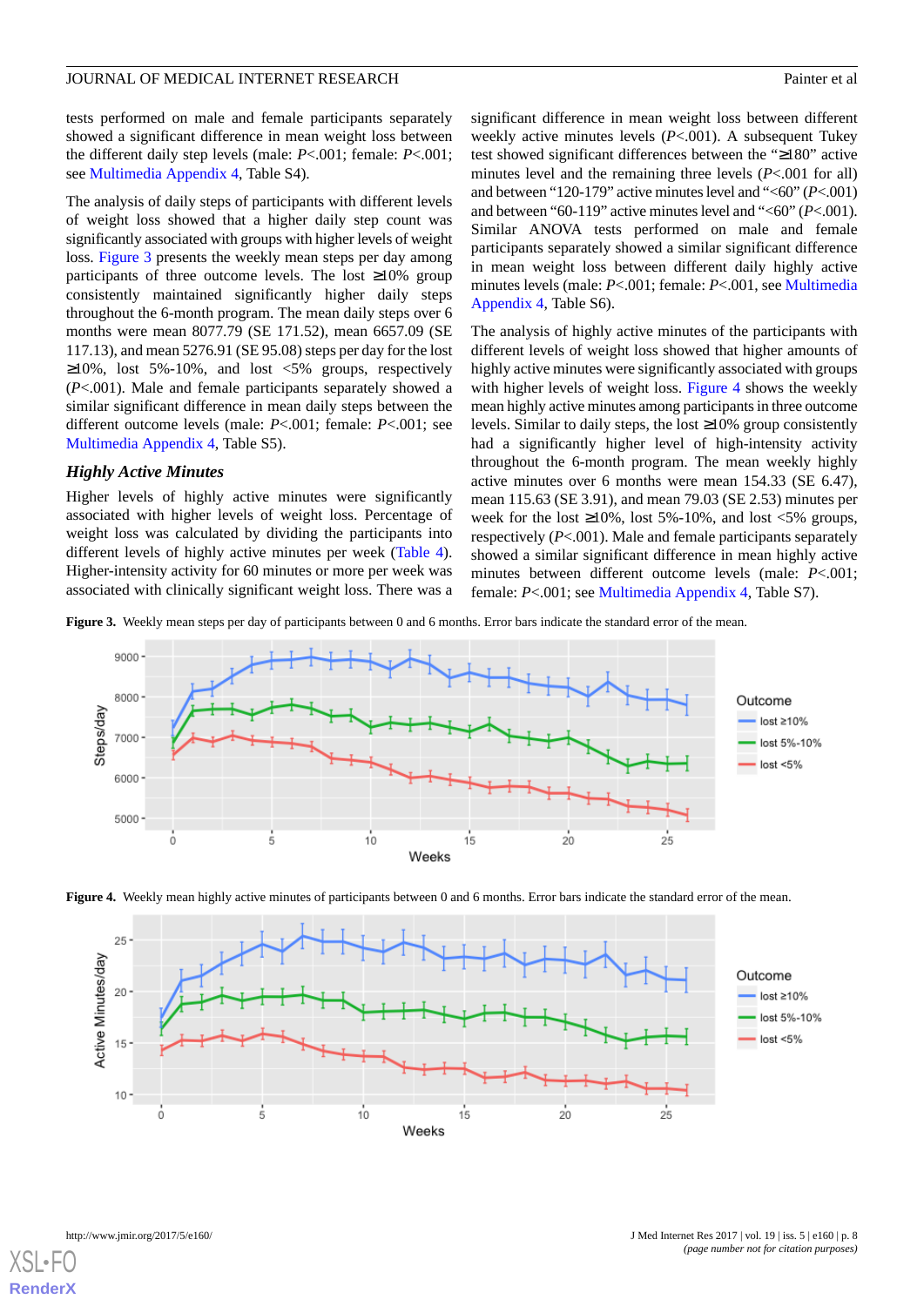tests performed on male and female participants separately showed a significant difference in mean weight loss between the different daily step levels (male: $P$<.001; female: $P$<.001; see Multimedia Appendix 4, Table S4).

The analysis of daily steps of participants with different levels of weight loss showed that a higher daily step count was significantly associated with groups with higher levels of weight loss. Figure 3 presents the weekly mean steps per day among participants of three outcome levels. The lost ≥10% group consistently maintained significantly higher daily steps throughout the 6-month program. The mean daily steps over 6 months were mean 8077.79 (SE 171.52), mean 6657.09 (SE 117.13), and mean 5276.91 (SE 95.08) steps per day for the lost ≥10%, lost 5%-10%, and lost <5% groups, respectively ($P$<.001). Male and female participants separately showed a similar significant difference in mean daily steps between the different outcome levels (male: $P$<.001; female: $P$<.001; see Multimedia Appendix 4, Table S5).

### *Highly Active Minutes*

Higher levels of highly active minutes were significantly associated with higher levels of weight loss. Percentage of weight loss was calculated by dividing the participants into different levels of highly active minutes per week (Table 4). Higher-intensity activity for 60 minutes or more per week was associated with clinically significant weight loss. There was a significant difference in mean weight loss between different weekly active minutes levels ($P$<.001). A subsequent Tukey test showed significant differences between the "≥180" active minutes level and the remaining three levels ($P$<.001 for all) and between "120-179" active minutes level and "<60" ($P$<.001) and between "60-119" active minutes level and "<60" ($P$<.001). Similar ANOVA tests performed on male and female participants separately showed a similar significant difference in mean weight loss between different daily highly active minutes levels (male: $P$<.001; female: $P$<.001, see Multimedia Appendix 4, Table S6).

The analysis of highly active minutes of the participants with different levels of weight loss showed that higher amounts of highly active minutes were significantly associated with groups with higher levels of weight loss. Figure 4 shows the weekly mean highly active minutes among participants in three outcome levels. Similar to daily steps, the lost ≥10% group consistently had a significantly higher level of high-intensity activity throughout the 6-month program. The mean weekly highly active minutes over 6 months were mean 154.33 (SE 6.47), mean 115.63 (SE 3.91), and mean 79.03 (SE 2.53) minutes per week for the lost ≥10%, lost 5%-10%, and lost <5% groups, respectively ($P$<.001). Male and female participants separately showed a similar significant difference in mean highly active minutes between different outcome levels (male: $P$<.001; female: $P$<.001; see Multimedia Appendix 4, Table S7).

**Figure 3.** Weekly mean steps per day of participants between 0 and 6 months. Error bars indicate the standard error of the mean.

**Figure 4.** Weekly mean highly active minutes of participants between 0 and 6 months. Error bars indicate the standard error of the mean.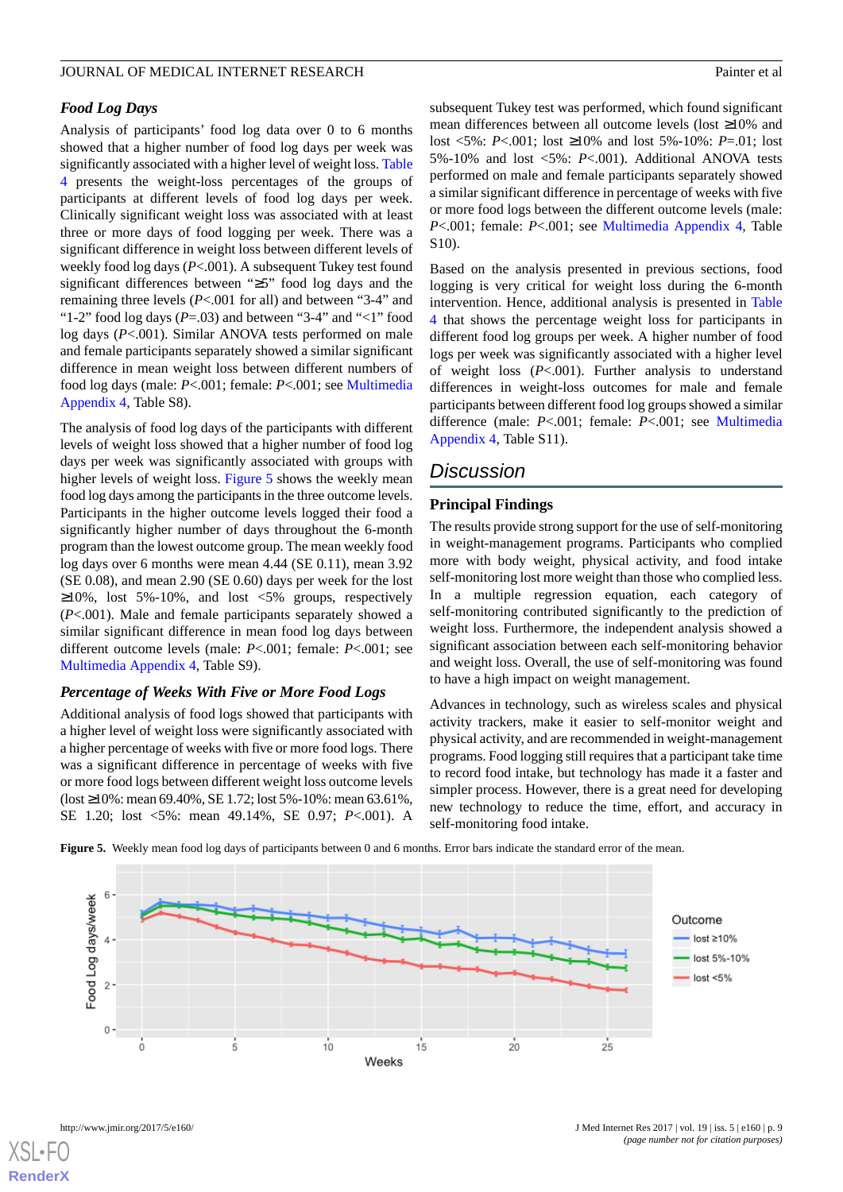### Food Log Days

Analysis of participants' food log data over 0 to 6 months showed that a higher number of food log days per week was significantly associated with a higher level of weight loss. Table 4 presents the weight-loss percentages of the groups of participants at different levels of food log days per week. Clinically significant weight loss was associated with at least three or more days of food logging per week. There was a significant difference in weight loss between different levels of weekly food log days ($P$<.001). A subsequent Tukey test found significant differences between "≥5" food log days and the remaining three levels ($P$<.001 for all) and between "3-4" and "1-2" food log days ($P$=.03) and between "3-4" and "<1" food log days ($P$<.001). Similar ANOVA tests performed on male and female participants separately showed a similar significant difference in mean weight loss between different numbers of food log days (male: $P$<.001; female: $P$<.001; see Multimedia Appendix 4, Table S8).

The analysis of food log days of the participants with different levels of weight loss showed that a higher number of food log days per week was significantly associated with groups with higher levels of weight loss. Figure 5 shows the weekly mean food log days among the participants in the three outcome levels. Participants in the higher outcome levels logged their food a significantly higher number of days throughout the 6-month program than the lowest outcome group. The mean weekly food log days over 6 months were mean 4.44 (SE 0.11), mean 3.92 (SE 0.08), and mean 2.90 (SE 0.60) days per week for the lost ≥10%, lost 5%-10%, and lost <5% groups, respectively ($P$<.001). Male and female participants separately showed a similar significant difference in mean food log days between different outcome levels (male: $P$<.001; female: $P$<.001; see Multimedia Appendix 4, Table S9).

### Percentage of Weeks With Five or More Food Logs

Additional analysis of food logs showed that participants with a higher level of weight loss were significantly associated with a higher percentage of weeks with five or more food logs. There was a significant difference in percentage of weeks with five or more food logs between different weight loss outcome levels (lost ≥10%: mean 69.40%, SE 1.72; lost 5%-10%: mean 63.61%, SE 1.20; lost <5%: mean 49.14%, SE 0.97; $P$<.001). A subsequent Tukey test was performed, which found significant mean differences between all outcome levels (lost ≥10% and lost <5%: $P$<.001; lost ≥10% and lost 5%-10%: $P$=.01; lost 5%-10% and lost <5%: $P$<.001). Additional ANOVA tests performed on male and female participants separately showed a similar significant difference in percentage of weeks with five or more food logs between the different outcome levels (male: $P$<.001; female: $P$<.001; see Multimedia Appendix 4, Table S10).

Based on the analysis presented in previous sections, food logging is very critical for weight loss during the 6-month intervention. Hence, additional analysis is presented in Table 4 that shows the percentage weight loss for participants in different food log groups per week. A higher number of food logs per week was significantly associated with a higher level of weight loss ($P$<.001). Further analysis to understand differences in weight-loss outcomes for male and female participants between different food log groups showed a similar difference (male: $P$<.001; female: $P$<.001; see Multimedia Appendix 4, Table S11).

## Discussion

### Principal Findings

The results provide strong support for the use of self-monitoring in weight-management programs. Participants who complied more with body weight, physical activity, and food intake self-monitoring lost more weight than those who complied less. In a multiple regression equation, each category of self-monitoring contributed significantly to the prediction of weight loss. Furthermore, the independent analysis showed a significant association between each self-monitoring behavior and weight loss. Overall, the use of self-monitoring was found to have a high impact on weight management.

Advances in technology, such as wireless scales and physical activity trackers, make it easier to self-monitor weight and physical activity, and are recommended in weight-management programs. Food logging still requires that a participant take time to record food intake, but technology has made it a faster and simpler process. However, there is a great need for developing new technology to reduce the time, effort, and accuracy in self-monitoring food intake.

**Figure 5.** Weekly mean food log days of participants between 0 and 6 months. Error bars indicate the standard error of the mean.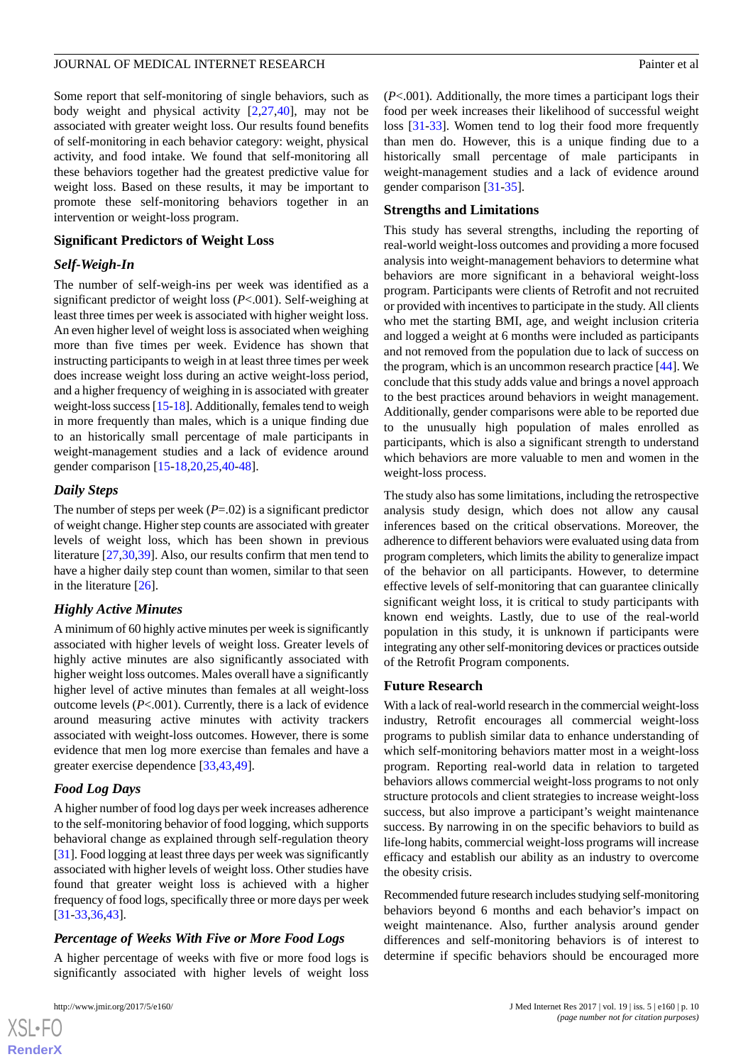Some report that self-monitoring of single behaviors, such as body weight and physical activity [2,27,40], may not be associated with greater weight loss. Our results found benefits of self-monitoring in each behavior category: weight, physical activity, and food intake. We found that self-monitoring all these behaviors together had the greatest predictive value for weight loss. Based on these results, it may be important to promote these self-monitoring behaviors together in an intervention or weight-loss program.

### Significant Predictors of Weight Loss

#### *Self-Weigh-In*

The number of self-weigh-ins per week was identified as a significant predictor of weight loss ($P<.001$). Self-weighing at least three times per week is associated with higher weight loss. An even higher level of weight loss is associated when weighing more than five times per week. Evidence has shown that instructing participants to weigh in at least three times per week does increase weight loss during an active weight-loss period, and a higher frequency of weighing in is associated with greater weight-loss success [15-18]. Additionally, females tend to weigh in more frequently than males, which is a unique finding due to an historically small percentage of male participants in weight-management studies and a lack of evidence around gender comparison [15-18,20,25,40-48].

#### *Daily Steps*

The number of steps per week ($P=.02$) is a significant predictor of weight change. Higher step counts are associated with greater levels of weight loss, which has been shown in previous literature [27,30,39]. Also, our results confirm that men tend to have a higher daily step count than women, similar to that seen in the literature [26].

#### *Highly Active Minutes*

A minimum of 60 highly active minutes per week is significantly associated with higher levels of weight loss. Greater levels of highly active minutes are also significantly associated with higher weight loss outcomes. Males overall have a significantly higher level of active minutes than females at all weight-loss outcome levels ($P<.001$). Currently, there is a lack of evidence around measuring active minutes with activity trackers associated with weight-loss outcomes. However, there is some evidence that men log more exercise than females and have a greater exercise dependence [33,43,49].

#### *Food Log Days*

A higher number of food log days per week increases adherence to the self-monitoring behavior of food logging, which supports behavioral change as explained through self-regulation theory [31]. Food logging at least three days per week was significantly associated with higher levels of weight loss. Other studies have found that greater weight loss is achieved with a higher frequency of food logs, specifically three or more days per week [31-33,36,43].

#### *Percentage of Weeks With Five or More Food Logs*

A higher percentage of weeks with five or more food logs is significantly associated with higher levels of weight loss ($P<.001$). Additionally, the more times a participant logs their food per week increases their likelihood of successful weight loss [31-33]. Women tend to log their food more frequently than men do. However, this is a unique finding due to a historically small percentage of male participants in weight-management studies and a lack of evidence around gender comparison [31-35].

### Strengths and Limitations

This study has several strengths, including the reporting of real-world weight-loss outcomes and providing a more focused analysis into weight-management behaviors to determine what behaviors are more significant in a behavioral weight-loss program. Participants were clients of Retrofit and not recruited or provided with incentives to participate in the study. All clients who met the starting BMI, age, and weight inclusion criteria and logged a weight at 6 months were included as participants and not removed from the population due to lack of success on the program, which is an uncommon research practice [44]. We conclude that this study adds value and brings a novel approach to the best practices around behaviors in weight management. Additionally, gender comparisons were able to be reported due to the unusually high population of males enrolled as participants, which is also a significant strength to understand which behaviors are more valuable to men and women in the weight-loss process.

The study also has some limitations, including the retrospective analysis study design, which does not allow any causal inferences based on the critical observations. Moreover, the adherence to different behaviors were evaluated using data from program completers, which limits the ability to generalize impact of the behavior on all participants. However, to determine effective levels of self-monitoring that can guarantee clinically significant weight loss, it is critical to study participants with known end weights. Lastly, due to use of the real-world population in this study, it is unknown if participants were integrating any other self-monitoring devices or practices outside of the Retrofit Program components.

### Future Research

With a lack of real-world research in the commercial weight-loss industry, Retrofit encourages all commercial weight-loss programs to publish similar data to enhance understanding of which self-monitoring behaviors matter most in a weight-loss program. Reporting real-world data in relation to targeted behaviors allows commercial weight-loss programs to not only structure protocols and client strategies to increase weight-loss success, but also improve a participant's weight maintenance success. By narrowing in on the specific behaviors to build as life-long habits, commercial weight-loss programs will increase efficacy and establish our ability as an industry to overcome the obesity crisis.

Recommended future research includes studying self-monitoring behaviors beyond 6 months and each behavior's impact on weight maintenance. Also, further analysis around gender differences and self-monitoring behaviors is of interest to determine if specific behaviors should be encouraged more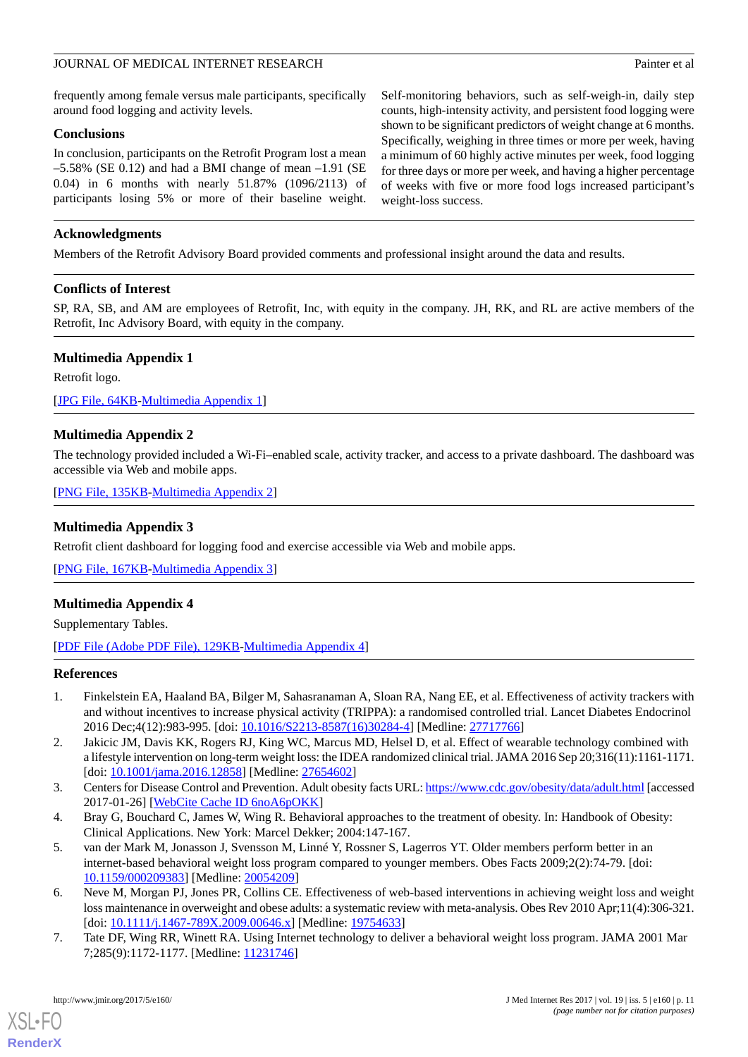frequently among female versus male participants, specifically around food logging and activity levels.

## Conclusions

In conclusion, participants on the Retrofit Program lost a mean –5.58% (SE 0.12) and had a BMI change of mean –1.91 (SE 0.04) in 6 months with nearly 51.87% (1096/2113) of participants losing 5% or more of their baseline weight. Self-monitoring behaviors, such as self-weigh-in, daily step counts, high-intensity activity, and persistent food logging were shown to be significant predictors of weight change at 6 months. Specifically, weighing in three times or more per week, having a minimum of 60 highly active minutes per week, food logging for three days or more per week, and having a higher percentage of weeks with five or more food logs increased participant's weight-loss success.

## Acknowledgments

Members of the Retrofit Advisory Board provided comments and professional insight around the data and results.

## Conflicts of Interest

SP, RA, SB, and AM are employees of Retrofit, Inc, with equity in the company. JH, RK, and RL are active members of the Retrofit, Inc Advisory Board, with equity in the company.

## Multimedia Appendix 1

Retrofit logo.

[JPG File, 64KB-Multimedia Appendix 1]

## Multimedia Appendix 2

The technology provided included a Wi-Fi–enabled scale, activity tracker, and access to a private dashboard. The dashboard was accessible via Web and mobile apps.

[PNG File, 135KB-Multimedia Appendix 2]

## Multimedia Appendix 3

Retrofit client dashboard for logging food and exercise accessible via Web and mobile apps.

[PNG File, 167KB-Multimedia Appendix 3]

## Multimedia Appendix 4

Supplementary Tables.

[PDF File (Adobe PDF File), 129KB-Multimedia Appendix 4]

## References

1. Finkelstein EA, Haaland BA, Bilger M, Sahasranaman A, Sloan RA, Nang EE, et al. Effectiveness of activity trackers with and without incentives to increase physical activity (TRIPPA): a randomised controlled trial. Lancet Diabetes Endocrinol 2016 Dec;4(12):983-995. [doi: 10.1016/S2213-8587(16)30284-4] [Medline: 27717766]
2. Jakicic JM, Davis KK, Rogers RJ, King WC, Marcus MD, Helsel D, et al. Effect of wearable technology combined with a lifestyle intervention on long-term weight loss: the IDEA randomized clinical trial. JAMA 2016 Sep 20;316(11):1161-1171. [doi: 10.1001/jama.2016.12858] [Medline: 27654602]
3. Centers for Disease Control and Prevention. Adult obesity facts URL: https://www.cdc.gov/obesity/data/adult.html [accessed 2017-01-26] [WebCite Cache ID 6noA6pOKK]
4. Bray G, Bouchard C, James W, Wing R. Behavioral approaches to the treatment of obesity. In: Handbook of Obesity: Clinical Applications. New York: Marcel Dekker; 2004:147-167.
5. van der Mark M, Jonasson J, Svensson M, Linné Y, Rossner S, Lagerros YT. Older members perform better in an internet-based behavioral weight loss program compared to younger members. Obes Facts 2009;2(2):74-79. [doi: 10.1159/000209383] [Medline: 20054209]
6. Neve M, Morgan PJ, Jones PR, Collins CE. Effectiveness of web-based interventions in achieving weight loss and weight loss maintenance in overweight and obese adults: a systematic review with meta-analysis. Obes Rev 2010 Apr;11(4):306-321. [doi: 10.1111/j.1467-789X.2009.00646.x] [Medline: 19754633]
7. Tate DF, Wing RR, Winett RA. Using Internet technology to deliver a behavioral weight loss program. JAMA 2001 Mar 7;285(9):1172-1177. [Medline: 11231746]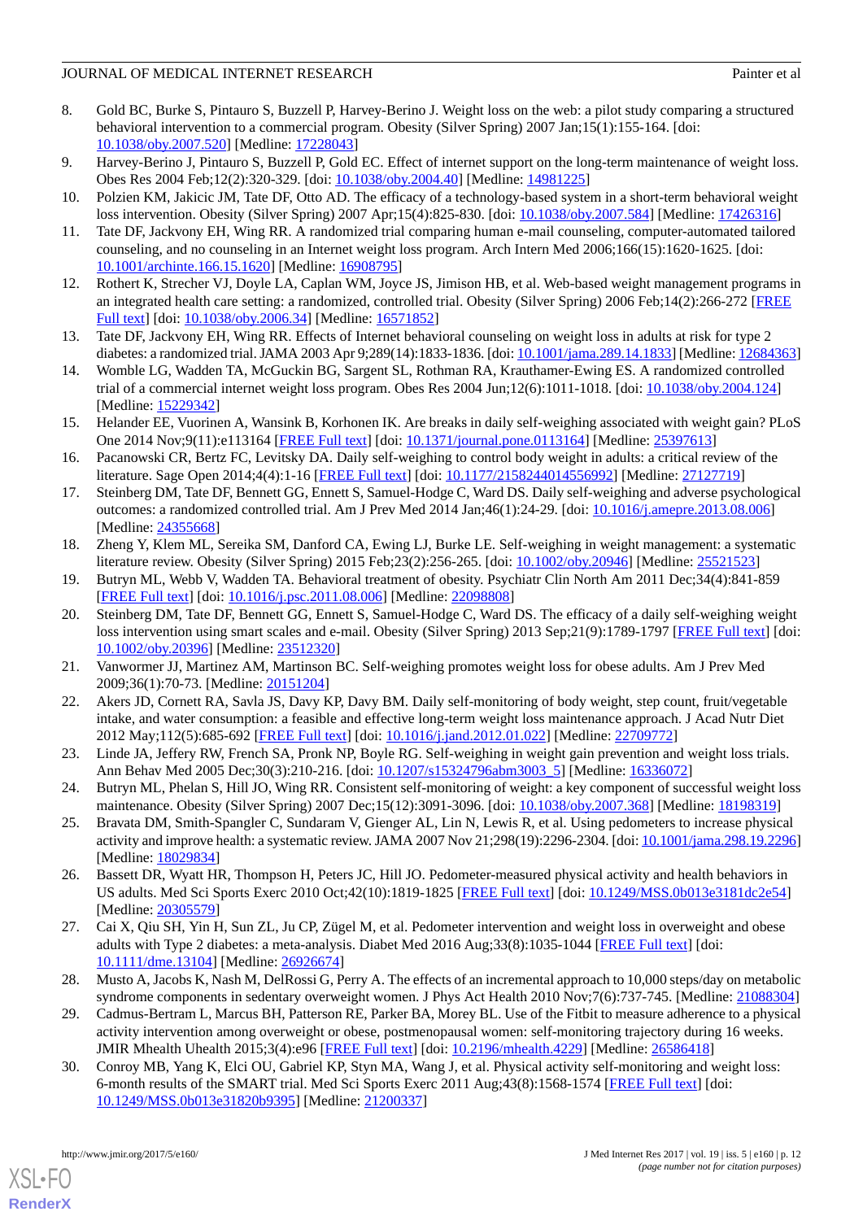8. Gold BC, Burke S, Pintauro S, Buzzell P, Harvey-Berino J. Weight loss on the web: a pilot study comparing a structured behavioral intervention to a commercial program. Obesity (Silver Spring) 2007 Jan;15(1):155-164. [doi: 10.1038/oby.2007.520] [Medline: 17228043]
9. Harvey-Berino J, Pintauro S, Buzzell P, Gold EC. Effect of internet support on the long-term maintenance of weight loss. Obes Res 2004 Feb;12(2):320-329. [doi: 10.1038/oby.2004.40] [Medline: 14981225]
10. Polzien KM, Jakicic JM, Tate DF, Otto AD. The efficacy of a technology-based system in a short-term behavioral weight loss intervention. Obesity (Silver Spring) 2007 Apr;15(4):825-830. [doi: 10.1038/oby.2007.584] [Medline: 17426316]
11. Tate DF, Jackvony EH, Wing RR. A randomized trial comparing human e-mail counseling, computer-automated tailored counseling, and no counseling in an Internet weight loss program. Arch Intern Med 2006;166(15):1620-1625. [doi: 10.1001/archinte.166.15.1620] [Medline: 16908795]
12. Rothert K, Strecher VJ, Doyle LA, Caplan WM, Joyce JS, Jimison HB, et al. Web-based weight management programs in an integrated health care setting: a randomized, controlled trial. Obesity (Silver Spring) 2006 Feb;14(2):266-272 [FREE Full text] [doi: 10.1038/oby.2006.34] [Medline: 16571852]
13. Tate DF, Jackvony EH, Wing RR. Effects of Internet behavioral counseling on weight loss in adults at risk for type 2 diabetes: a randomized trial. JAMA 2003 Apr 9;289(14):1833-1836. [doi: 10.1001/jama.289.14.1833] [Medline: 12684363]
14. Womble LG, Wadden TA, McGuckin BG, Sargent SL, Rothman RA, Krauthamer-Ewing ES. A randomized controlled trial of a commercial internet weight loss program. Obes Res 2004 Jun;12(6):1011-1018. [doi: 10.1038/oby.2004.124] [Medline: 15229342]
15. Helander EE, Vuorinen A, Wansink B, Korhonen IK. Are breaks in daily self-weighing associated with weight gain? PLoS One 2014 Nov;9(11):e113164 [FREE Full text] [doi: 10.1371/journal.pone.0113164] [Medline: 25397613]
16. Pacanowski CR, Bertz FC, Levitsky DA. Daily self-weighing to control body weight in adults: a critical review of the literature. Sage Open 2014;4(4):1-16 [FREE Full text] [doi: 10.1177/2158244014556992] [Medline: 27127719]
17. Steinberg DM, Tate DF, Bennett GG, Ennett S, Samuel-Hodge C, Ward DS. Daily self-weighing and adverse psychological outcomes: a randomized controlled trial. Am J Prev Med 2014 Jan;46(1):24-29. [doi: 10.1016/j.amepre.2013.08.006] [Medline: 24355668]
18. Zheng Y, Klem ML, Sereika SM, Danford CA, Ewing LJ, Burke LE. Self-weighing in weight management: a systematic literature review. Obesity (Silver Spring) 2015 Feb;23(2):256-265. [doi: 10.1002/oby.20946] [Medline: 25521523]
19. Butryn ML, Webb V, Wadden TA. Behavioral treatment of obesity. Psychiatr Clin North Am 2011 Dec;34(4):841-859 [FREE Full text] [doi: 10.1016/j.psc.2011.08.006] [Medline: 22098808]
20. Steinberg DM, Tate DF, Bennett GG, Ennett S, Samuel-Hodge C, Ward DS. The efficacy of a daily self-weighing weight loss intervention using smart scales and e-mail. Obesity (Silver Spring) 2013 Sep;21(9):1789-1797 [FREE Full text] [doi: 10.1002/oby.20396] [Medline: 23512320]
21. Vanwormer JJ, Martinez AM, Martinson BC. Self-weighing promotes weight loss for obese adults. Am J Prev Med 2009;36(1):70-73. [Medline: 20151204]
22. Akers JD, Cornett RA, Savla JS, Davy KP, Davy BM. Daily self-monitoring of body weight, step count, fruit/vegetable intake, and water consumption: a feasible and effective long-term weight loss maintenance approach. J Acad Nutr Diet 2012 May;112(5):685-692 [FREE Full text] [doi: 10.1016/j.jand.2012.01.022] [Medline: 22709772]
23. Linde JA, Jeffery RW, French SA, Pronk NP, Boyle RG. Self-weighing in weight gain prevention and weight loss trials. Ann Behav Med 2005 Dec;30(3):210-216. [doi: 10.1207/s15324796abm3003_5] [Medline: 16336072]
24. Butryn ML, Phelan S, Hill JO, Wing RR. Consistent self-monitoring of weight: a key component of successful weight loss maintenance. Obesity (Silver Spring) 2007 Dec;15(12):3091-3096. [doi: 10.1038/oby.2007.368] [Medline: 18198319]
25. Bravata DM, Smith-Spangler C, Sundaram V, Gienger AL, Lin N, Lewis R, et al. Using pedometers to increase physical activity and improve health: a systematic review. JAMA 2007 Nov 21;298(19):2296-2304. [doi: 10.1001/jama.298.19.2296] [Medline: 18029834]
26. Bassett DR, Wyatt HR, Thompson H, Peters JC, Hill JO. Pedometer-measured physical activity and health behaviors in US adults. Med Sci Sports Exerc 2010 Oct;42(10):1819-1825 [FREE Full text] [doi: 10.1249/MSS.0b013e3181dc2e54] [Medline: 20305579]
27. Cai X, Qiu SH, Yin H, Sun ZL, Ju CP, Zügel M, et al. Pedometer intervention and weight loss in overweight and obese adults with Type 2 diabetes: a meta-analysis. Diabet Med 2016 Aug;33(8):1035-1044 [FREE Full text] [doi: 10.1111/dme.13104] [Medline: 26926674]
28. Musto A, Jacobs K, Nash M, DelRossi G, Perry A. The effects of an incremental approach to 10,000 steps/day on metabolic syndrome components in sedentary overweight women. J Phys Act Health 2010 Nov;7(6):737-745. [Medline: 21088304]
29. Cadmus-Bertram L, Marcus BH, Patterson RE, Parker BA, Morey BL. Use of the Fitbit to measure adherence to a physical activity intervention among overweight or obese, postmenopausal women: self-monitoring trajectory during 16 weeks. JMIR Mhealth Uhealth 2015;3(4):e96 [FREE Full text] [doi: 10.2196/mhealth.4229] [Medline: 26586418]
30. Conroy MB, Yang K, Elci OU, Gabriel KP, Styn MA, Wang J, et al. Physical activity self-monitoring and weight loss: 6-month results of the SMART trial. Med Sci Sports Exerc 2011 Aug;43(8):1568-1574 [FREE Full text] [doi: 10.1249/MSS.0b013e31820b9395] [Medline: 21200337]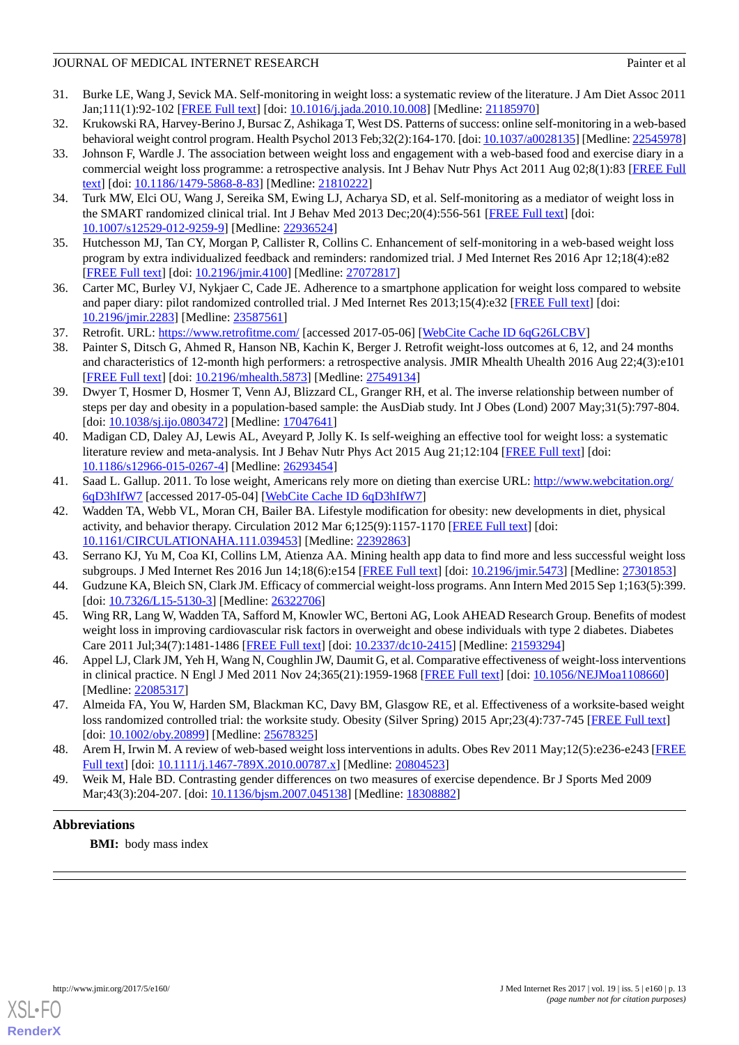31. Burke LE, Wang J, Sevick MA. Self-monitoring in weight loss: a systematic review of the literature. J Am Diet Assoc 2011 Jan;111(1):92-102 [FREE Full text] [doi: 10.1016/j.jada.2010.10.008] [Medline: 21185970]
32. Krukowski RA, Harvey-Berino J, Bursac Z, Ashikaga T, West DS. Patterns of success: online self-monitoring in a web-based behavioral weight control program. Health Psychol 2013 Feb;32(2):164-170. [doi: 10.1037/a0028135] [Medline: 22545978]
33. Johnson F, Wardle J. The association between weight loss and engagement with a web-based food and exercise diary in a commercial weight loss programme: a retrospective analysis. Int J Behav Nutr Phys Act 2011 Aug 02;8(1):83 [FREE Full text] [doi: 10.1186/1479-5868-8-83] [Medline: 21810222]
34. Turk MW, Elci OU, Wang J, Sereika SM, Ewing LJ, Acharya SD, et al. Self-monitoring as a mediator of weight loss in the SMART randomized clinical trial. Int J Behav Med 2013 Dec;20(4):556-561 [FREE Full text] [doi: 10.1007/s12529-012-9259-9] [Medline: 22936524]
35. Hutchesson MJ, Tan CY, Morgan P, Callister R, Collins C. Enhancement of self-monitoring in a web-based weight loss program by extra individualized feedback and reminders: randomized trial. J Med Internet Res 2016 Apr 12;18(4):e82 [FREE Full text] [doi: 10.2196/jmir.4100] [Medline: 27072817]
36. Carter MC, Burley VJ, Nykjaer C, Cade JE. Adherence to a smartphone application for weight loss compared to website and paper diary: pilot randomized controlled trial. J Med Internet Res 2013;15(4):e32 [FREE Full text] [doi: 10.2196/jmir.2283] [Medline: 23587561]
37. Retrofit. URL: https://www.retrofitme.com/ [accessed 2017-05-06] [WebCite Cache ID 6qG26LCBV]
38. Painter S, Ditsch G, Ahmed R, Hanson NB, Kachin K, Berger J. Retrofit weight-loss outcomes at 6, 12, and 24 months and characteristics of 12-month high performers: a retrospective analysis. JMIR Mhealth Uhealth 2016 Aug 22;4(3):e101 [FREE Full text] [doi: 10.2196/mhealth.5873] [Medline: 27549134]
39. Dwyer T, Hosmer D, Hosmer T, Venn AJ, Blizzard CL, Granger RH, et al. The inverse relationship between number of steps per day and obesity in a population-based sample: the AusDiab study. Int J Obes (Lond) 2007 May;31(5):797-804. [doi: 10.1038/sj.ijo.0803472] [Medline: 17047641]
40. Madigan CD, Daley AJ, Lewis AL, Aveyard P, Jolly K. Is self-weighing an effective tool for weight loss: a systematic literature review and meta-analysis. Int J Behav Nutr Phys Act 2015 Aug 21;12:104 [FREE Full text] [doi: 10.1186/s12966-015-0267-4] [Medline: 26293454]
41. Saad L. Gallup. 2011. To lose weight, Americans rely more on dieting than exercise URL: http://www.webcitation.org/6qD3hIfW7 [accessed 2017-05-04] [WebCite Cache ID 6qD3hIfW7]
42. Wadden TA, Webb VL, Moran CH, Bailer BA. Lifestyle modification for obesity: new developments in diet, physical activity, and behavior therapy. Circulation 2012 Mar 6;125(9):1157-1170 [FREE Full text] [doi: 10.1161/CIRCULATIONAHA.111.039453] [Medline: 22392863]
43. Serrano KJ, Yu M, Coa KI, Collins LM, Atienza AA. Mining health app data to find more and less successful weight loss subgroups. J Med Internet Res 2016 Jun 14;18(6):e154 [FREE Full text] [doi: 10.2196/jmir.5473] [Medline: 27301853]
44. Gudzune KA, Bleich SN, Clark JM. Efficacy of commercial weight-loss programs. Ann Intern Med 2015 Sep 1;163(5):399. [doi: 10.7326/L15-5130-3] [Medline: 26322706]
45. Wing RR, Lang W, Wadden TA, Safford M, Knowler WC, Bertoni AG, Look AHEAD Research Group. Benefits of modest weight loss in improving cardiovascular risk factors in overweight and obese individuals with type 2 diabetes. Diabetes Care 2011 Jul;34(7):1481-1486 [FREE Full text] [doi: 10.2337/dc10-2415] [Medline: 21593294]
46. Appel LJ, Clark JM, Yeh H, Wang N, Coughlin JW, Daumit G, et al. Comparative effectiveness of weight-loss interventions in clinical practice. N Engl J Med 2011 Nov 24;365(21):1959-1968 [FREE Full text] [doi: 10.1056/NEJMoa1108660] [Medline: 22085317]
47. Almeida FA, You W, Harden SM, Blackman KC, Davy BM, Glasgow RE, et al. Effectiveness of a worksite-based weight loss randomized controlled trial: the worksite study. Obesity (Silver Spring) 2015 Apr;23(4):737-745 [FREE Full text] [doi: 10.1002/oby.20899] [Medline: 25678325]
48. Arem H, Irwin M. A review of web-based weight loss interventions in adults. Obes Rev 2011 May;12(5):e236-e243 [FREE Full text] [doi: 10.1111/j.1467-789X.2010.00787.x] [Medline: 20804523]
49. Weik M, Hale BD. Contrasting gender differences on two measures of exercise dependence. Br J Sports Med 2009 Mar;43(3):204-207. [doi: 10.1136/bjsm.2007.045138] [Medline: 18308882]

## Abbreviations

**BMI:** body mass index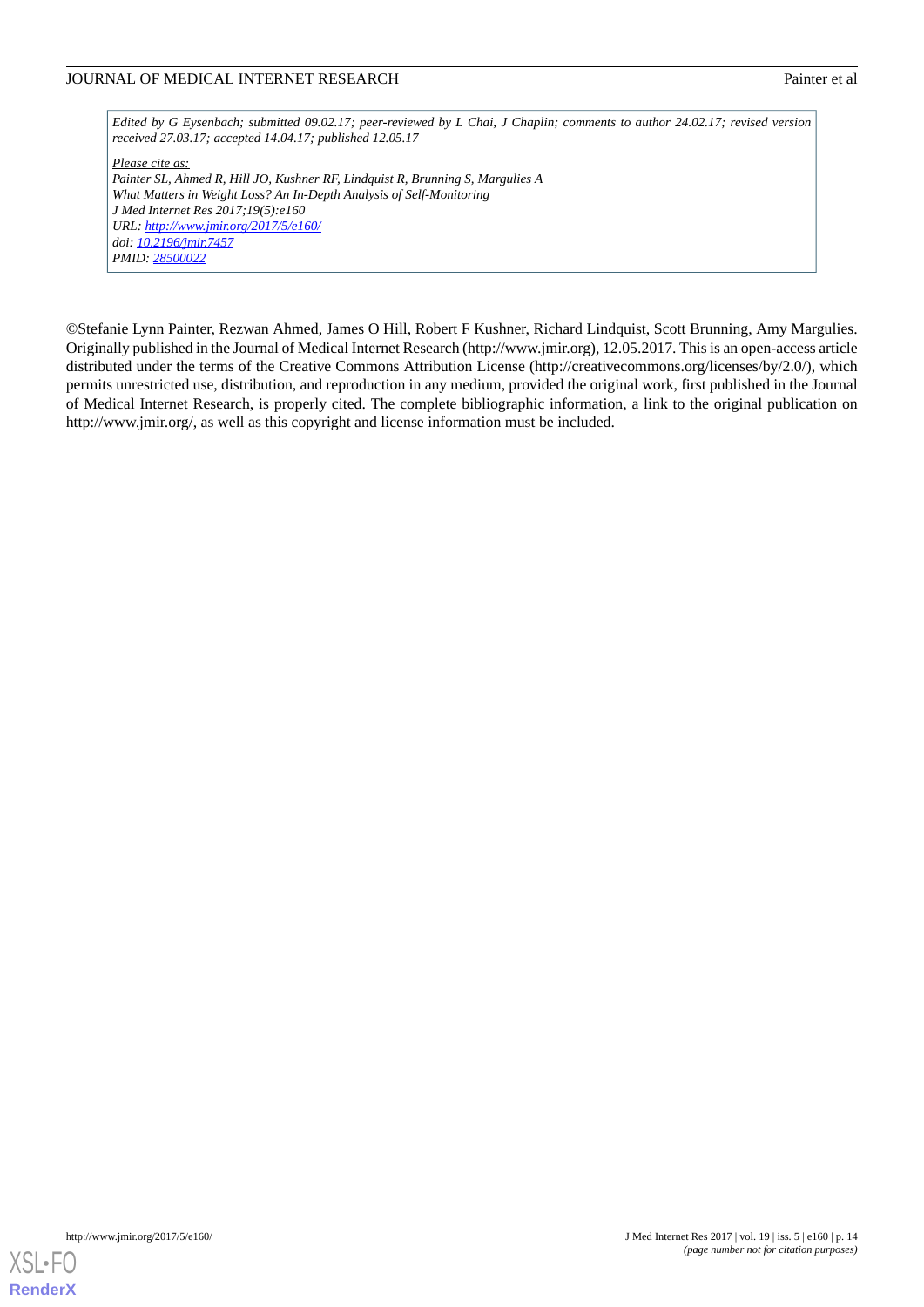*Edited by G Eysenbach; submitted 09.02.17; peer-reviewed by L Chai, J Chaplin; comments to author 24.02.17; revised version received 27.03.17; accepted 14.04.17; published 12.05.17*

*Please cite as:*
*Painter SL, Ahmed R, Hill JO, Kushner RF, Lindquist R, Brunning S, Margulies A*
*What Matters in Weight Loss? An In-Depth Analysis of Self-Monitoring*
*J Med Internet Res 2017;19(5):e160*
*URL: http://www.jmir.org/2017/5/e160/*
*doi: 10.2196/jmir.7457*
*PMID: 28500022*

©Stefanie Lynn Painter, Rezwan Ahmed, James O Hill, Robert F Kushner, Richard Lindquist, Scott Brunning, Amy Margulies. Originally published in the Journal of Medical Internet Research (http://www.jmir.org), 12.05.2017. This is an open-access article distributed under the terms of the Creative Commons Attribution License (http://creativecommons.org/licenses/by/2.0/), which permits unrestricted use, distribution, and reproduction in any medium, provided the original work, first published in the Journal of Medical Internet Research, is properly cited. The complete bibliographic information, a link to the original publication on http://www.jmir.org/, as well as this copyright and license information must be included.